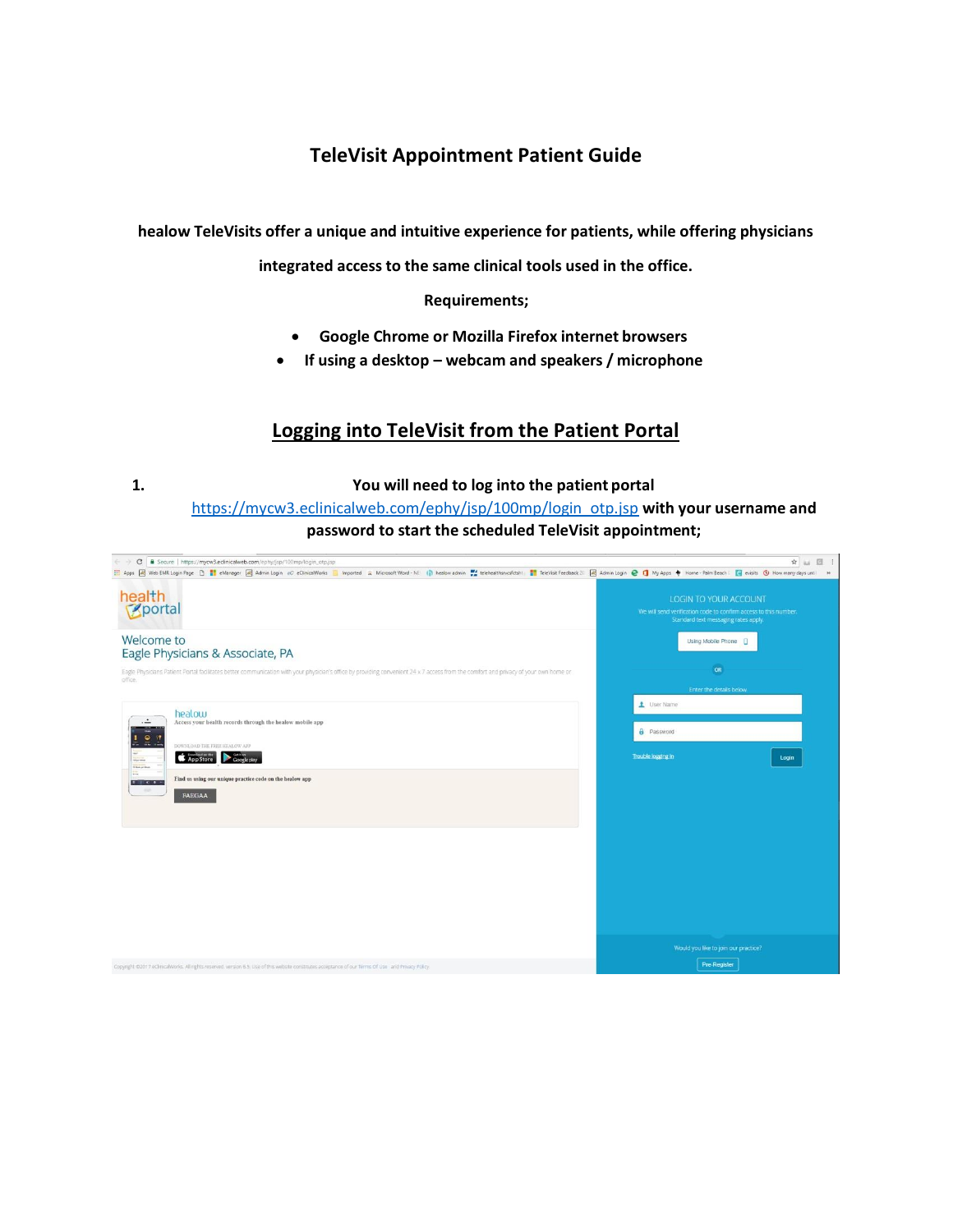# TeleVisit Appointment Patient Guide

**healow TeleVisits offer a unique and intuitive experience for patients, while offering physicians integrated access to the same clinical tools used in the office.**

**Requirements;**

- **Google Chrome or Mozilla Firefox internet browsers**
- **If using a desktop – webcam and speakers / microphone**

## Logging into TeleVisit from the Patient Portal

1. **You will need to log into the patient portal** https://mycw3.eclinicalweb.com/ephy/jsp/100mp/login_otp.jsp **with your username and password to start the scheduled TeleVisit appointment;**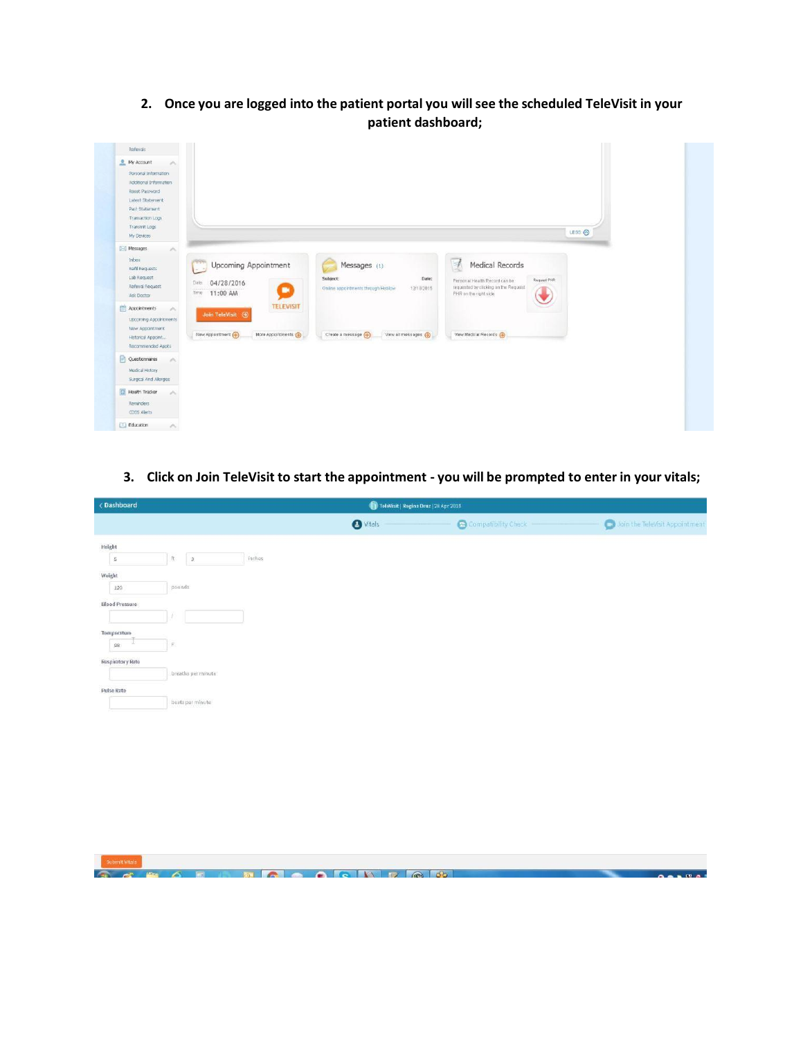2. **Once you are logged into the patient portal you will see the scheduled TeleVisit in your patient dashboard;**

3. **Click on Join TeleVisit to start the appointment - you will be prompted to enter in your vitals;**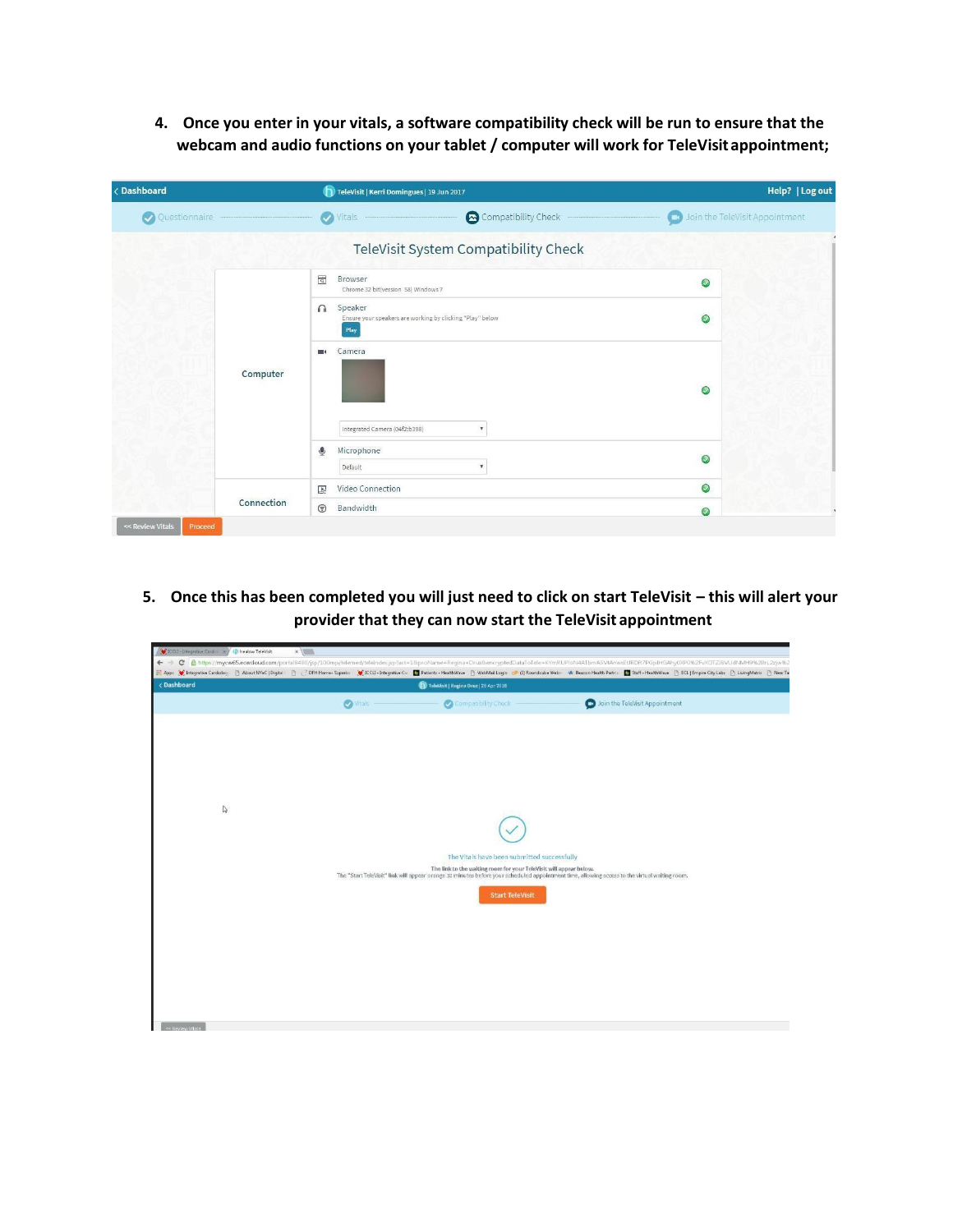4. **Once you enter in your vitals, a software compatibility check will be run to ensure that the webcam and audio functions on your tablet / computer will work for TeleVisit appointment;**

5. **Once this has been completed you will just need to click on start TeleVisit – this will alert your provider that they can now start the TeleVisit appointment**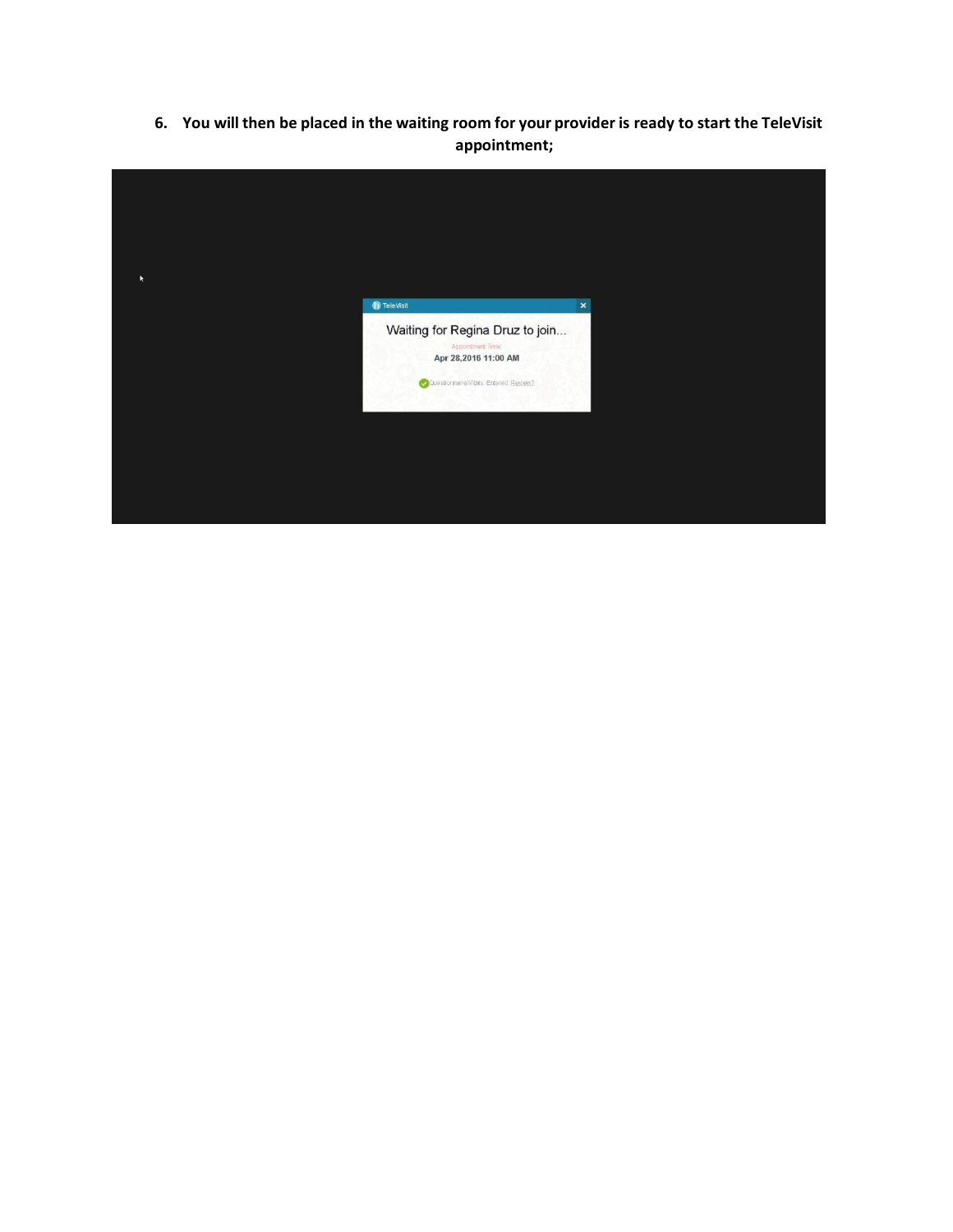**6. You will then be placed in the waiting room for your provider is ready to start the TeleVisit appointment;**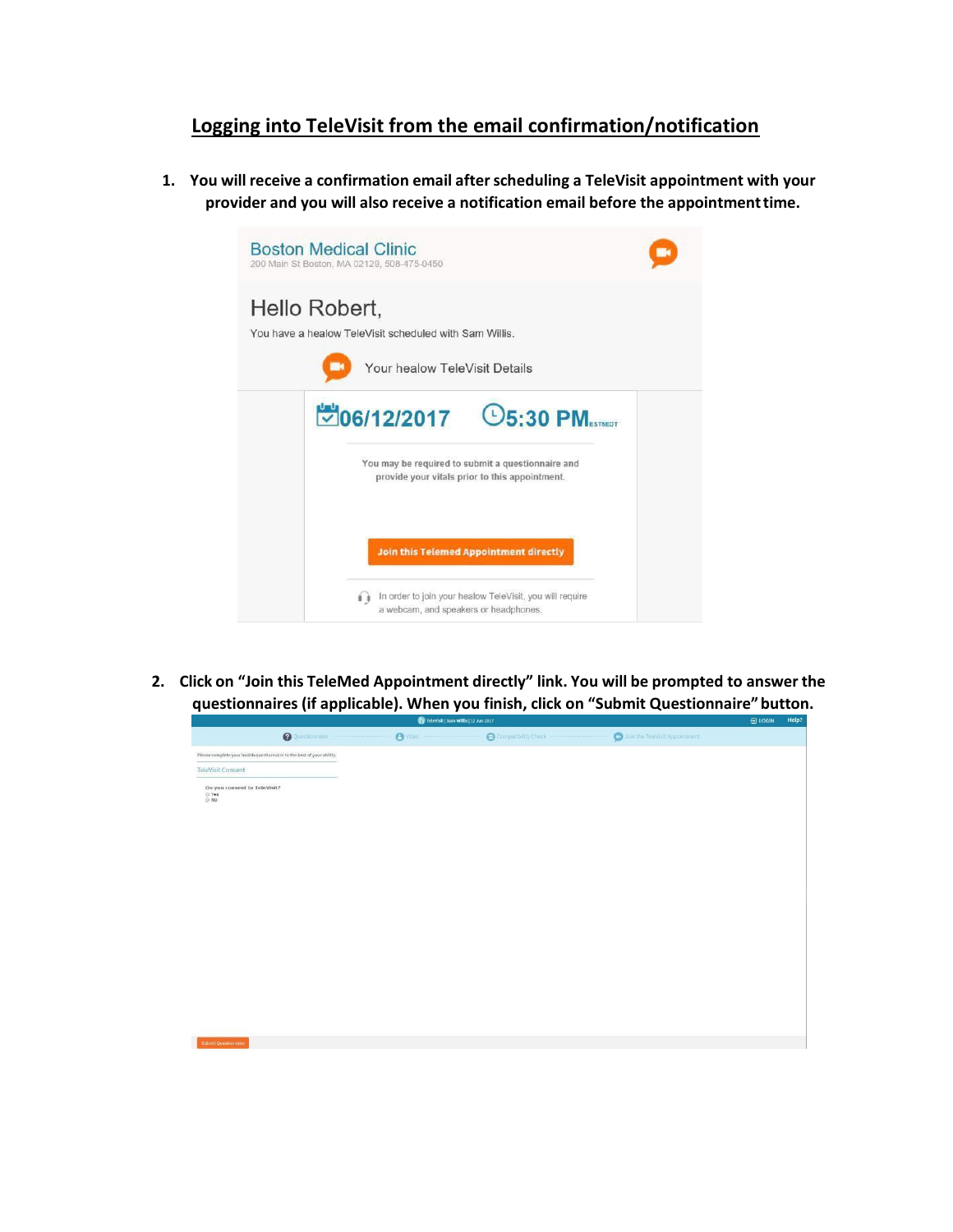## Logging into TeleVisit from the email confirmation/notification

1. **You will receive a confirmation email after scheduling a TeleVisit appointment with your provider and you will also receive a notification email before the appointment time.**

Boston Medical Clinic
200 Main St Boston, MA 02129, 508-475-0450

Hello Robert,

You have a healow TeleVisit scheduled with Sam Willis.

Your healow TeleVisit Details

06/12/2017 5:30 PM EST/EDT

You may be required to submit a questionnaire and provide your vitals prior to this appointment.

Join this Telemed Appointment directly

In order to join your healow TeleVisit, you will require a webcam, and speakers or headphones.

2. **Click on "Join this TeleMed Appointment directly" link. You will be prompted to answer the questionnaires (if applicable). When you finish, click on "Submit Questionnaire" button.**

TeleVisit | Sam Willis | 12 Jun 2017 — LOGIN — Help?

Questionnaire — Vitals — Compatibility Check — Join the TeleVisit Appointment

Please complete your health questionnaire to the best of your ability.

TeleVisit Consent

Do you consent to TeleVisit?
- Yes
- No

Submit Questionnaire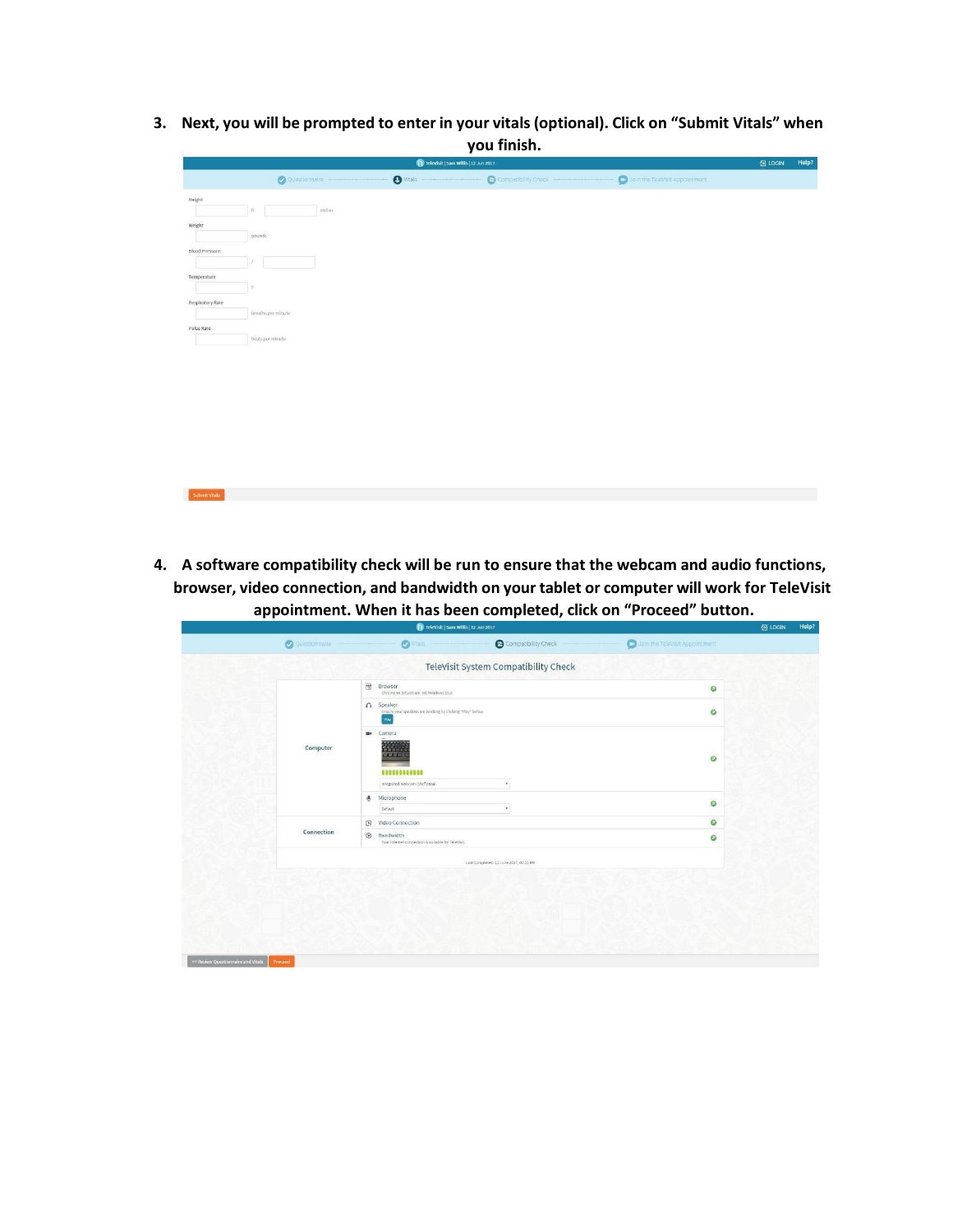3. **Next, you will be prompted to enter in your vitals (optional). Click on "Submit Vitals" when you finish.**

4. **A software compatibility check will be run to ensure that the webcam and audio functions, browser, video connection, and bandwidth on your tablet or computer will work for TeleVisit appointment. When it has been completed, click on "Proceed" button.**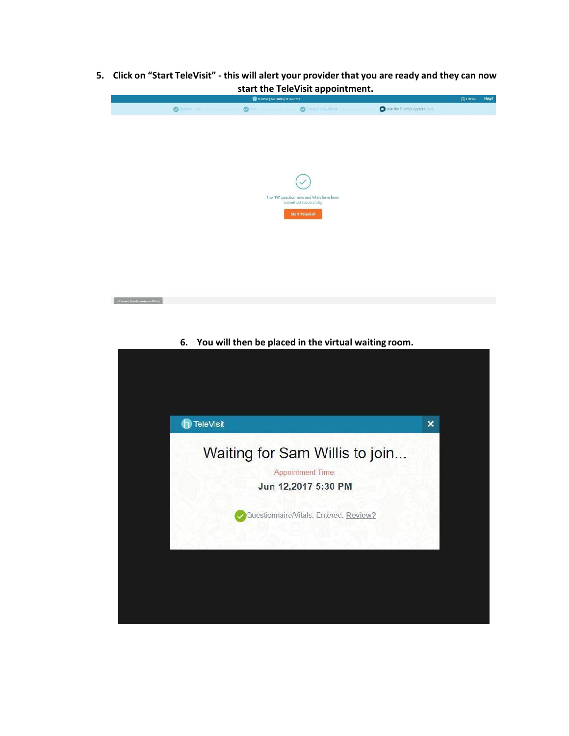5. **Click on "Start TeleVisit" - this will alert your provider that you are ready and they can now start the TeleVisit appointment.**

TeleVisit | Sam Willis | 12 Jun 2017

LOGIN Help?

Questionnaire — Vitals — Compatibility Check — Join the TeleVisit Appointment

The "TV" questionnaire and Vitals have been submitted successfully.

Start TeleVisit

<< Review Questionnaire and Vitals

6. **You will then be placed in the virtual waiting room.**

TeleVisit

Waiting for Sam Willis to join...

Appointment Time:

Jun 12,2017 5:30 PM

Questionnaire/Vitals: Entered. Review?